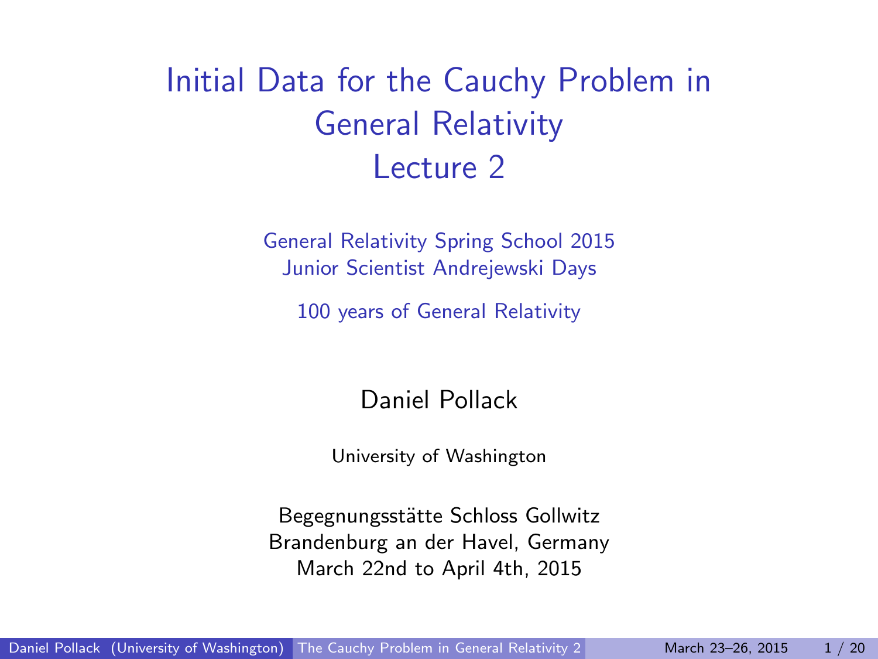# Initial Data for the Cauchy Problem in General Relativity
## Lecture 2

General Relativity Spring School 2015
Junior Scientist Andrejewski Days

100 years of General Relativity

Daniel Pollack

University of Washington

Begegnungsstätte Schloss Gollwitz
Brandenburg an der Havel, Germany
March 22nd to April 4th, 2015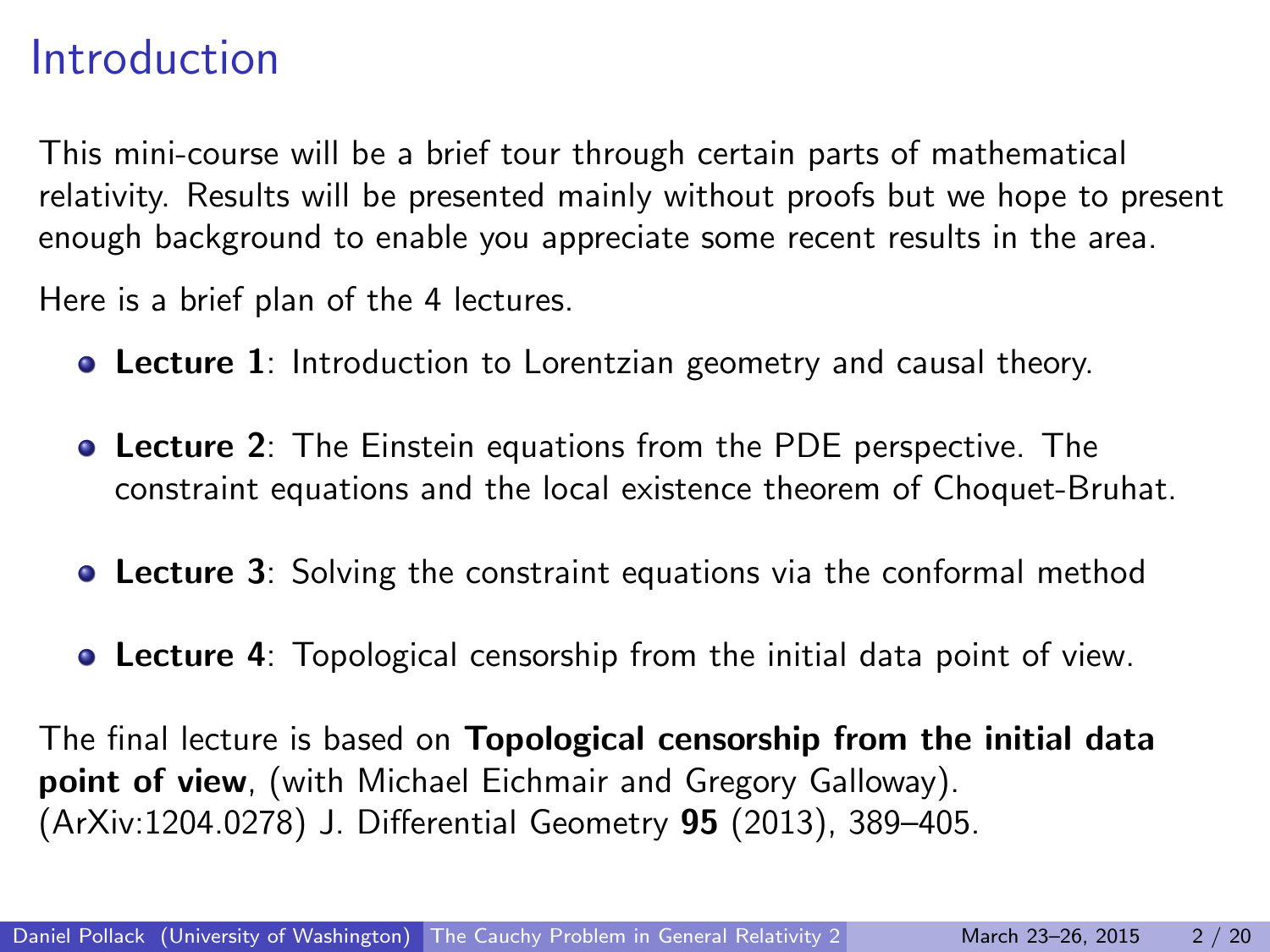# Introduction

This mini-course will be a brief tour through certain parts of mathematical relativity. Results will be presented mainly without proofs but we hope to present enough background to enable you appreciate some recent results in the area.

Here is a brief plan of the 4 lectures.

- **Lecture 1**: Introduction to Lorentzian geometry and causal theory.
- **Lecture 2**: The Einstein equations from the PDE perspective. The constraint equations and the local existence theorem of Choquet-Bruhat.
- **Lecture 3**: Solving the constraint equations via the conformal method
- **Lecture 4**: Topological censorship from the initial data point of view.

The final lecture is based on **Topological censorship from the initial data point of view**, (with Michael Eichmair and Gregory Galloway). (ArXiv:1204.0278) J. Differential Geometry **95** (2013), 389–405.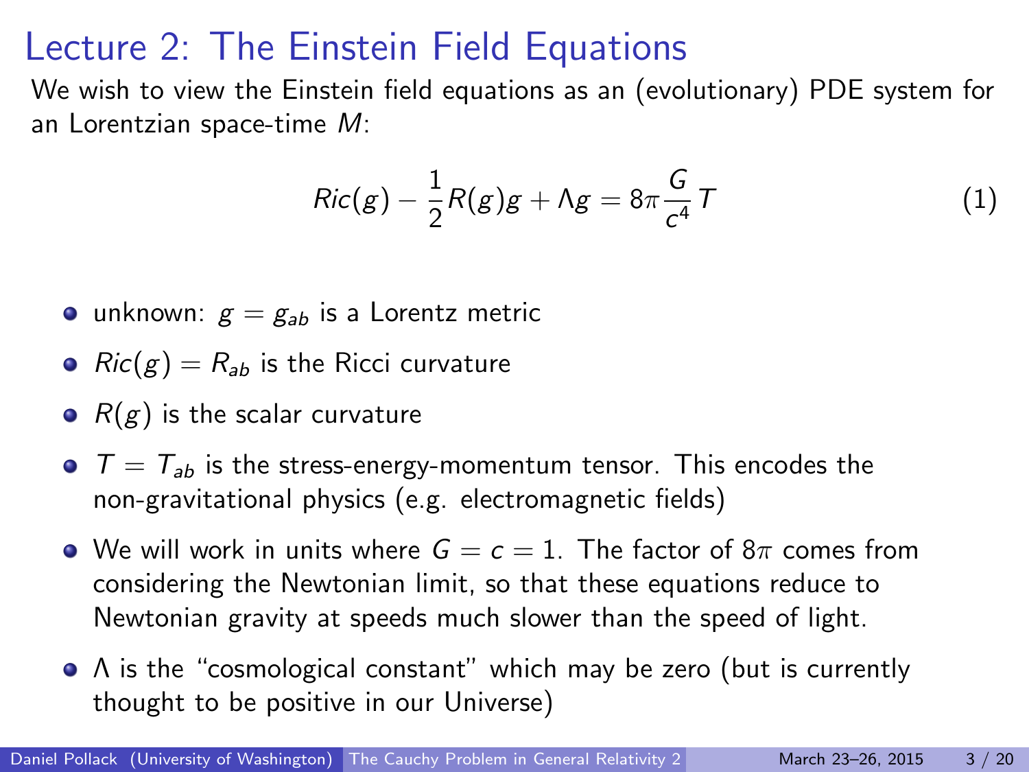# Lecture 2: The Einstein Field Equations

We wish to view the Einstein field equations as an (evolutionary) PDE system for an Lorentzian space-time $M$:

$$Ric(g) - \frac{1}{2}R(g)g + \Lambda g = 8\pi \frac{G}{c^4} T \tag{1}$$

- unknown: $g = g_{ab}$ is a Lorentz metric
- $Ric(g) = R_{ab}$ is the Ricci curvature
- $R(g)$ is the scalar curvature
- $T = T_{ab}$ is the stress-energy-momentum tensor. This encodes the non-gravitational physics (e.g. electromagnetic fields)
- We will work in units where $G = c = 1$. The factor of $8\pi$ comes from considering the Newtonian limit, so that these equations reduce to Newtonian gravity at speeds much slower than the speed of light.
- $\Lambda$ is the "cosmological constant" which may be zero (but is currently thought to be positive in our Universe)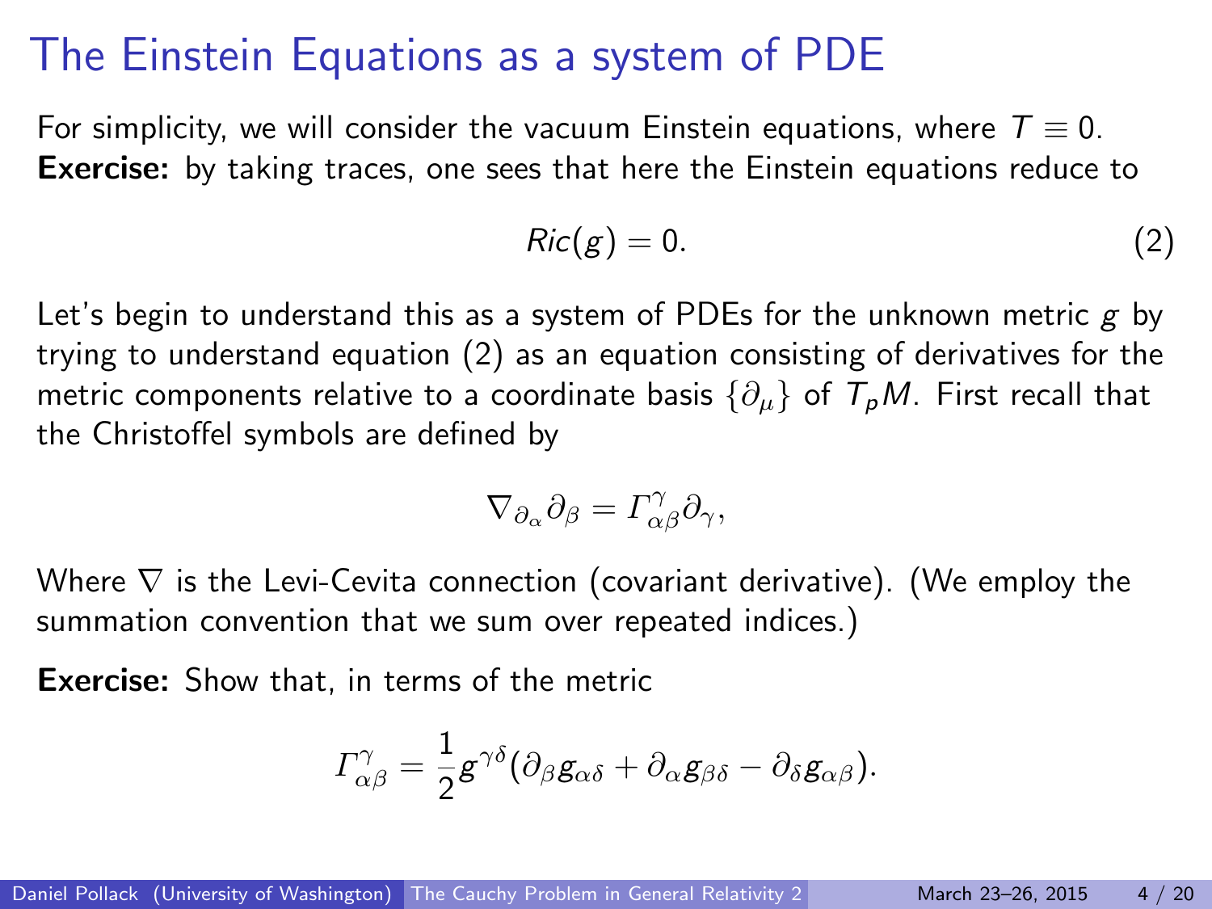# The Einstein Equations as a system of PDE

For simplicity, we will consider the vacuum Einstein equations, where $T \equiv 0$.
**Exercise:** by taking traces, one sees that here the Einstein equations reduce to

$$Ric(g) = 0. \tag{2}$$

Let's begin to understand this as a system of PDEs for the unknown metric $g$ by trying to understand equation (2) as an equation consisting of derivatives for the metric components relative to a coordinate basis $\{\partial_\mu\}$ of $T_pM$. First recall that the Christoffel symbols are defined by

$$\nabla_{\partial_\alpha}\partial_\beta = \Gamma^\gamma_{\alpha\beta}\partial_\gamma,$$

Where $\nabla$ is the Levi-Cevita connection (covariant derivative). (We employ the summation convention that we sum over repeated indices.)

**Exercise:** Show that, in terms of the metric

$$\Gamma^\gamma_{\alpha\beta} = \frac{1}{2}g^{\gamma\delta}(\partial_\beta g_{\alpha\delta} + \partial_\alpha g_{\beta\delta} - \partial_\delta g_{\alpha\beta}).$$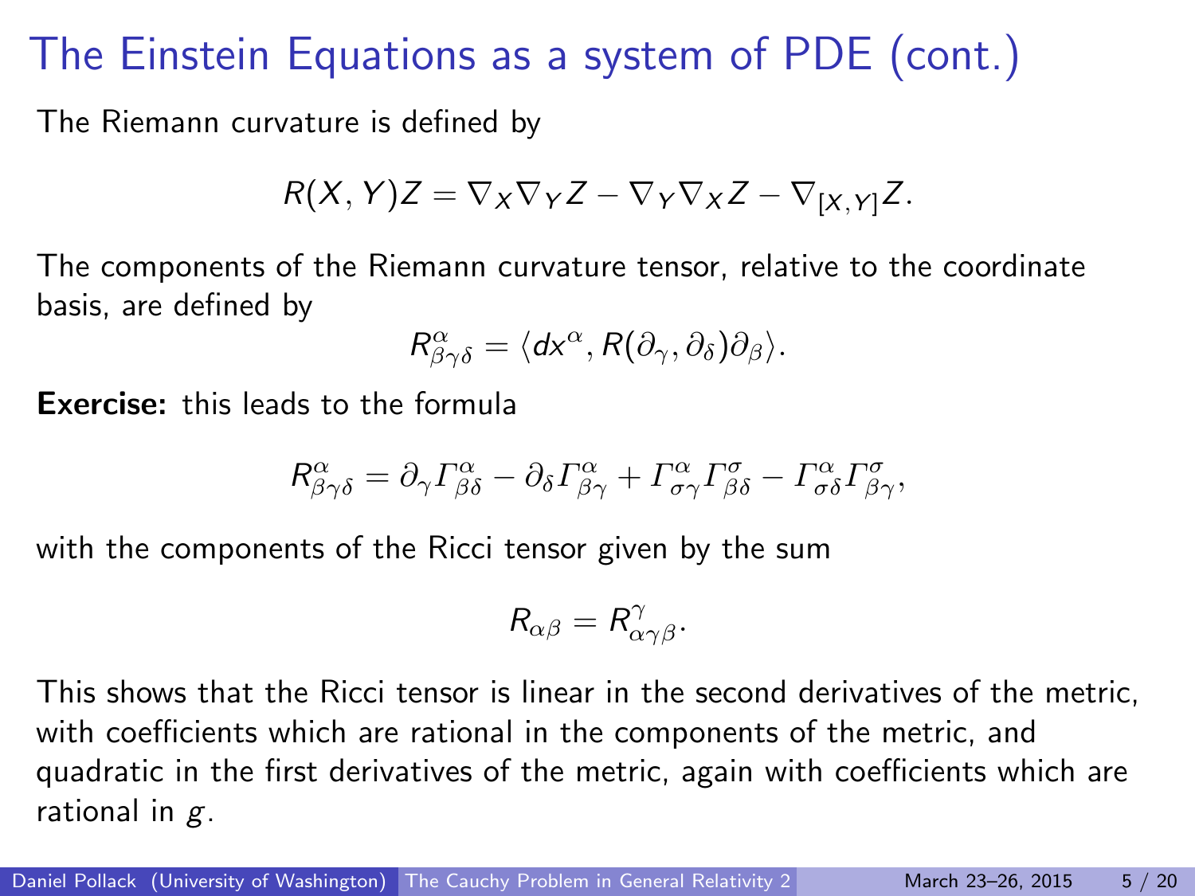# The Einstein Equations as a system of PDE (cont.)

The Riemann curvature is defined by

$$R(X, Y)Z = \nabla_X \nabla_Y Z - \nabla_Y \nabla_X Z - \nabla_{[X,Y]} Z.$$

The components of the Riemann curvature tensor, relative to the coordinate basis, are defined by

$$R^{\alpha}_{\beta\gamma\delta} = \langle dx^{\alpha}, R(\partial_\gamma, \partial_\delta)\partial_\beta \rangle.$$

**Exercise:** this leads to the formula

$$R^{\alpha}_{\beta\gamma\delta} = \partial_\gamma \Gamma^{\alpha}_{\beta\delta} - \partial_\delta \Gamma^{\alpha}_{\beta\gamma} + \Gamma^{\alpha}_{\sigma\gamma}\Gamma^{\sigma}_{\beta\delta} - \Gamma^{\alpha}_{\sigma\delta}\Gamma^{\sigma}_{\beta\gamma},$$

with the components of the Ricci tensor given by the sum

$$R_{\alpha\beta} = R^{\gamma}_{\alpha\gamma\beta}.$$

This shows that the Ricci tensor is linear in the second derivatives of the metric, with coefficients which are rational in the components of the metric, and quadratic in the first derivatives of the metric, again with coefficients which are rational in $g$.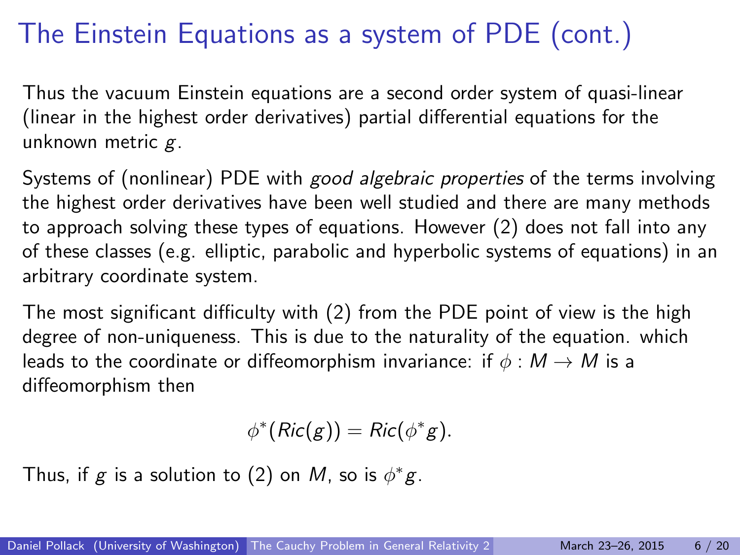# The Einstein Equations as a system of PDE (cont.)

Thus the vacuum Einstein equations are a second order system of quasi-linear (linear in the highest order derivatives) partial differential equations for the unknown metric $g$.

Systems of (nonlinear) PDE with *good algebraic properties* of the terms involving the highest order derivatives have been well studied and there are many methods to approach solving these types of equations. However (2) does not fall into any of these classes (e.g. elliptic, parabolic and hyperbolic systems of equations) in an arbitrary coordinate system.

The most significant difficulty with (2) from the PDE point of view is the high degree of non-uniqueness. This is due to the naturality of the equation. which leads to the coordinate or diffeomorphism invariance: if $\phi : M \to M$ is a diffeomorphism then

$$\phi^*(Ric(g)) = Ric(\phi^* g).$$

Thus, if $g$ is a solution to (2) on $M$, so is $\phi^* g$.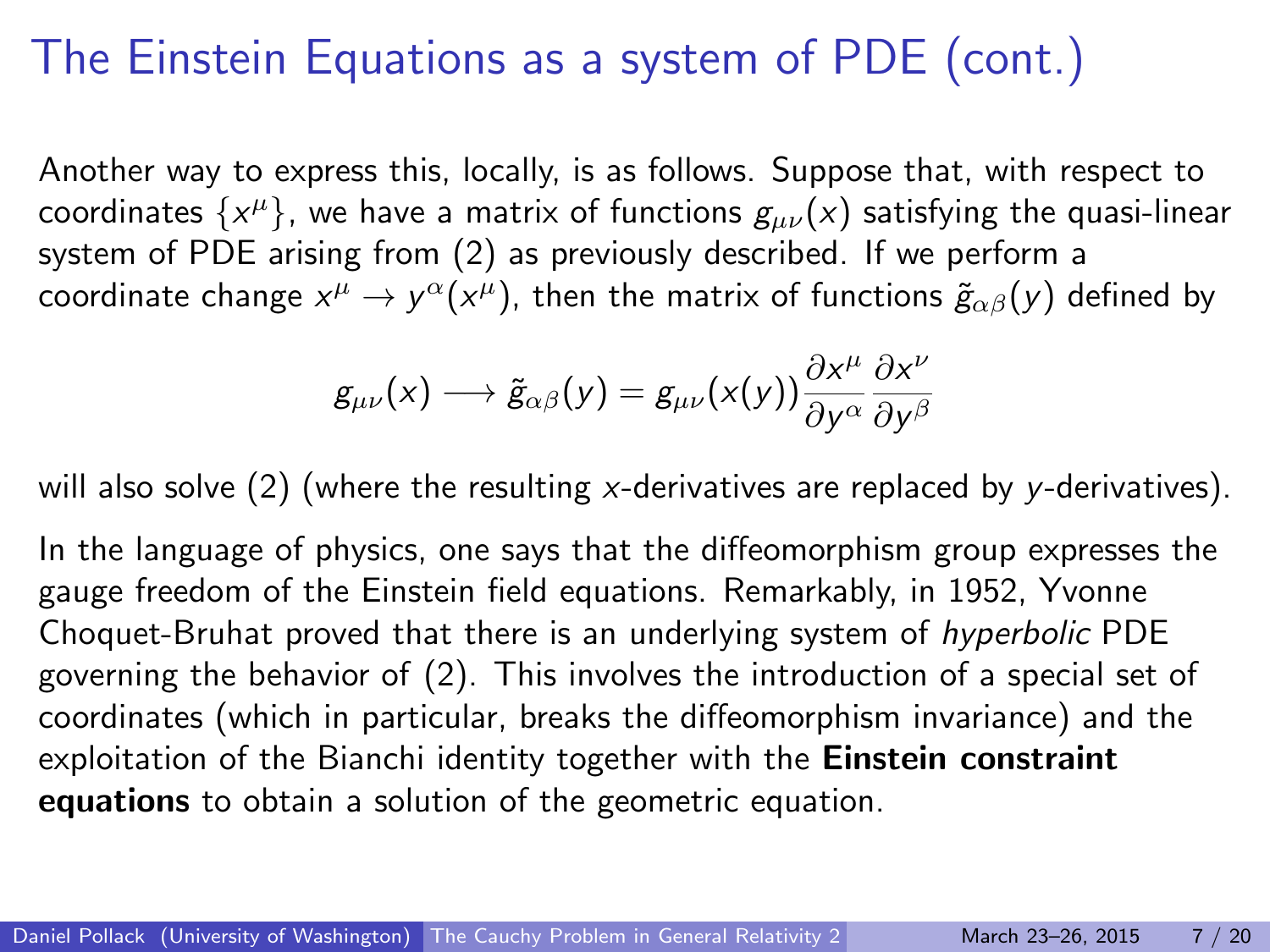# The Einstein Equations as a system of PDE (cont.)

Another way to express this, locally, is as follows. Suppose that, with respect to coordinates $\{x^\mu\}$, we have a matrix of functions $g_{\mu\nu}(x)$ satisfying the quasi-linear system of PDE arising from (2) as previously described. If we perform a coordinate change $x^\mu \to y^\alpha(x^\mu)$, then the matrix of functions $\tilde{g}_{\alpha\beta}(y)$ defined by

$$g_{\mu\nu}(x) \longrightarrow \tilde{g}_{\alpha\beta}(y) = g_{\mu\nu}(x(y)) \frac{\partial x^\mu}{\partial y^\alpha} \frac{\partial x^\nu}{\partial y^\beta}$$

will also solve (2) (where the resulting $x$-derivatives are replaced by $y$-derivatives).

In the language of physics, one says that the diffeomorphism group expresses the gauge freedom of the Einstein field equations. Remarkably, in 1952, Yvonne Choquet-Bruhat proved that there is an underlying system of *hyperbolic* PDE governing the behavior of (2). This involves the introduction of a special set of coordinates (which in particular, breaks the diffeomorphism invariance) and the exploitation of the Bianchi identity together with the **Einstein constraint equations** to obtain a solution of the geometric equation.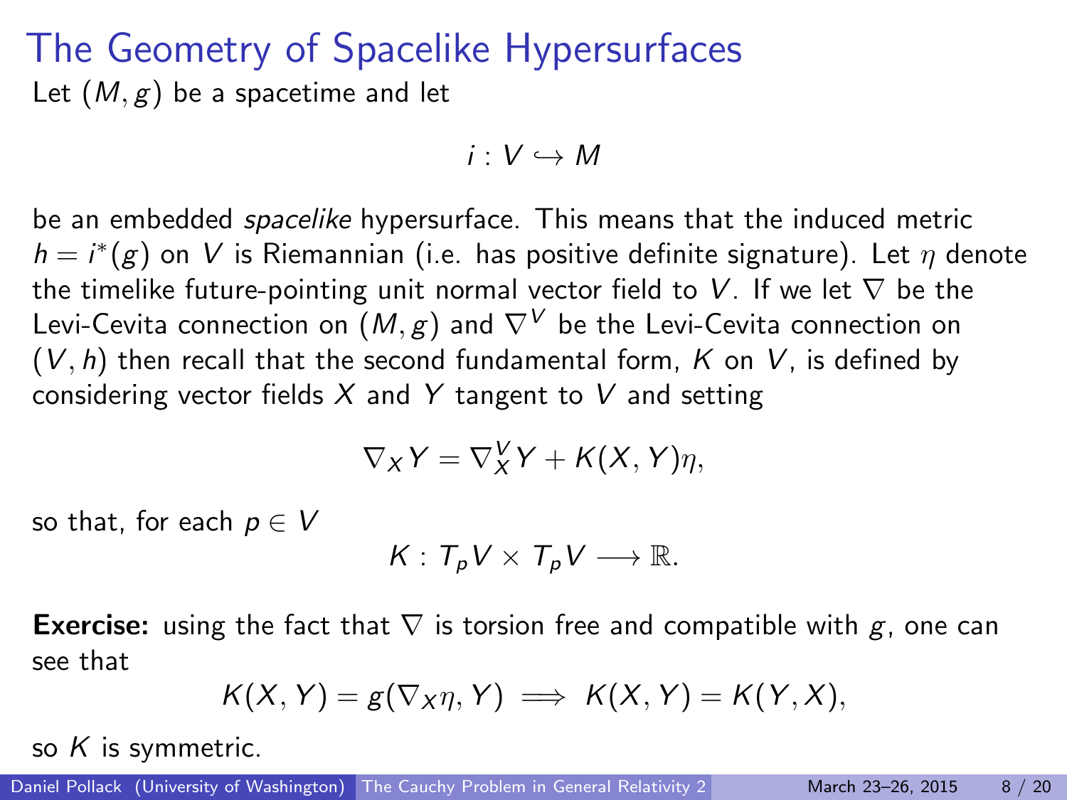# The Geometry of Spacelike Hypersurfaces

Let $(M, g)$ be a spacetime and let

$$i : V \hookrightarrow M$$

be an embedded *spacelike* hypersurface. This means that the induced metric $h = i^*(g)$ on $V$ is Riemannian (i.e. has positive definite signature). Let $\eta$ denote the timelike future-pointing unit normal vector field to $V$. If we let $\nabla$ be the Levi-Cevita connection on $(M, g)$ and $\nabla^V$ be the Levi-Cevita connection on $(V, h)$ then recall that the second fundamental form, $K$ on $V$, is defined by considering vector fields $X$ and $Y$ tangent to $V$ and setting

$$\nabla_X Y = \nabla^V_X Y + K(X, Y)\eta,$$

so that, for each $p \in V$

$$K : T_pV \times T_pV \longrightarrow \mathbb{R}.$$

**Exercise:** using the fact that $\nabla$ is torsion free and compatible with $g$, one can see that

$$K(X, Y) = g(\nabla_X \eta, Y) \implies K(X, Y) = K(Y, X),$$

so $K$ is symmetric.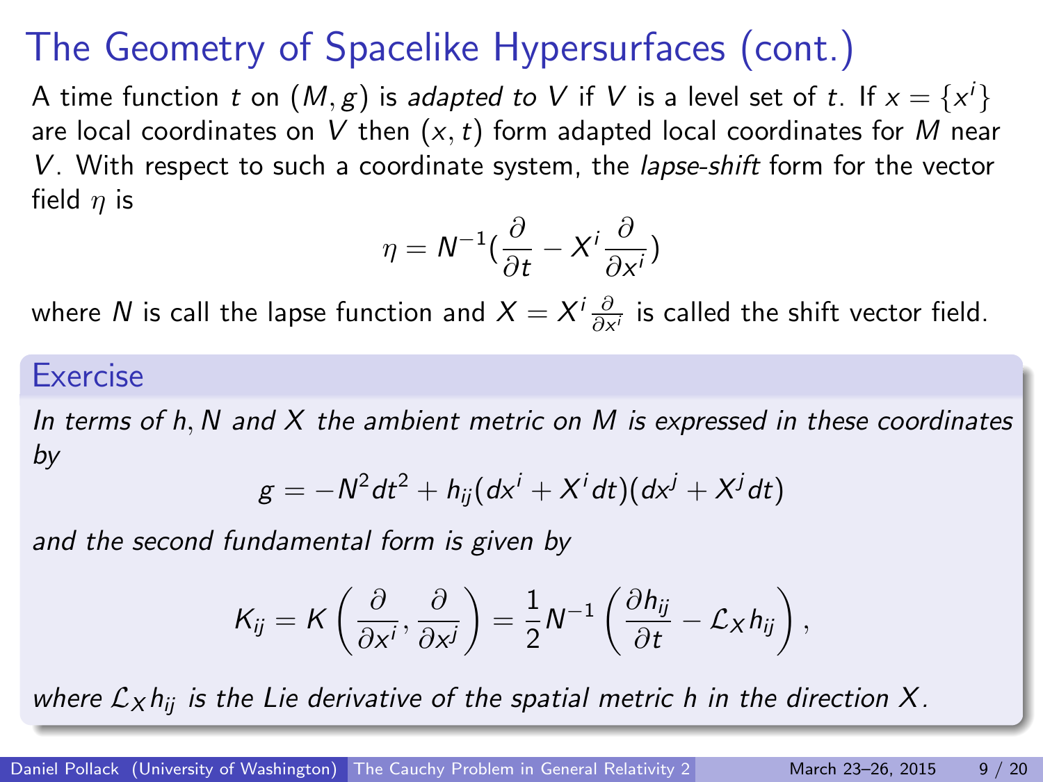# The Geometry of Spacelike Hypersurfaces (cont.)

A time function $t$ on $(M, g)$ is *adapted to* $V$ if $V$ is a level set of $t$. If $x = \{x^i\}$ are local coordinates on $V$ then $(x, t)$ form adapted local coordinates for $M$ near $V$. With respect to such a coordinate system, the *lapse-shift* form for the vector field $\eta$ is

$$\eta = N^{-1}\left(\frac{\partial}{\partial t} - X^i \frac{\partial}{\partial x^i}\right)$$

where $N$ is call the lapse function and $X = X^i \frac{\partial}{\partial x^i}$ is called the shift vector field.

## Exercise

*In terms of $h, N$ and $X$ the ambient metric on $M$ is expressed in these coordinates by*

$$g = -N^2 dt^2 + h_{ij}(dx^i + X^i dt)(dx^j + X^j dt)$$

*and the second fundamental form is given by*

$$K_{ij} = K\left(\frac{\partial}{\partial x^i}, \frac{\partial}{\partial x^j}\right) = \frac{1}{2}N^{-1}\left(\frac{\partial h_{ij}}{\partial t} - \mathcal{L}_X h_{ij}\right),$$

*where $\mathcal{L}_X h_{ij}$ is the Lie derivative of the spatial metric $h$ in the direction $X$.*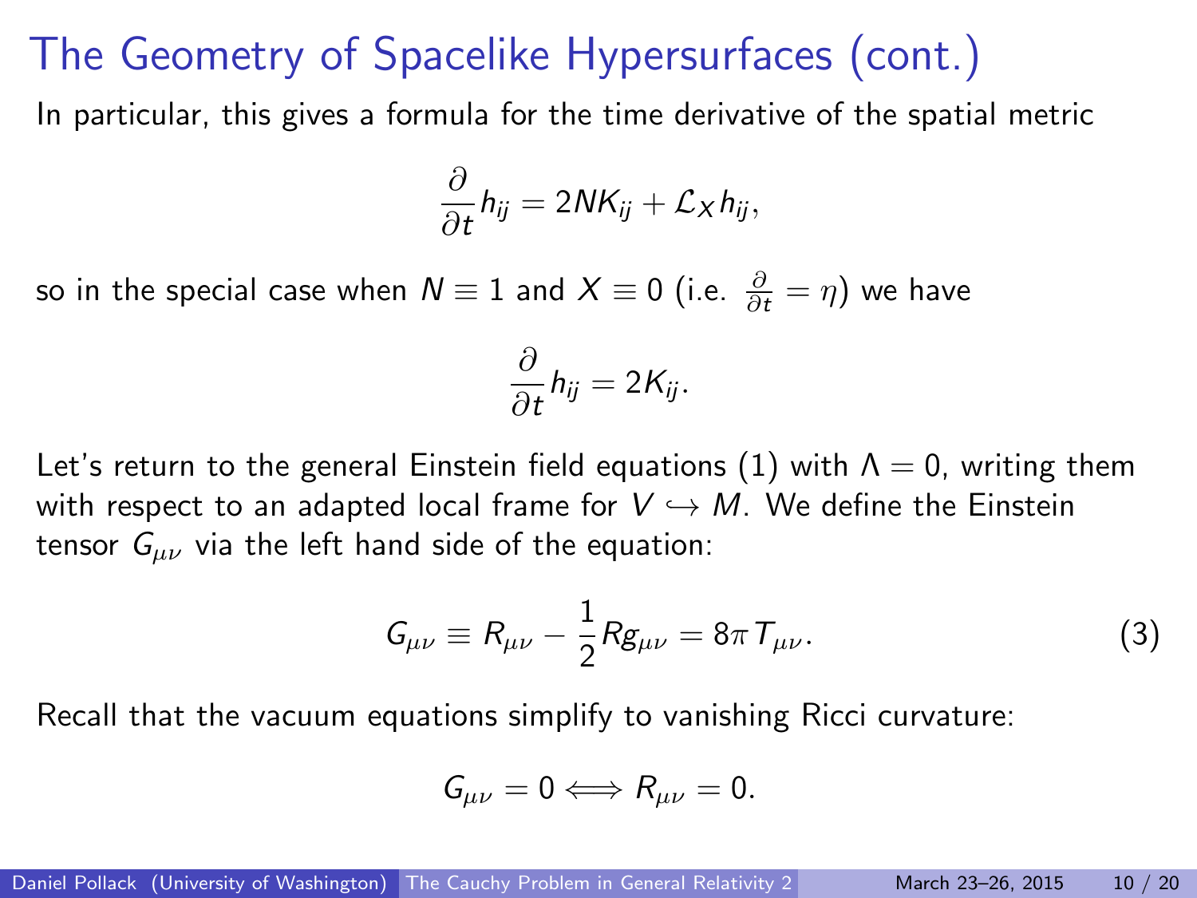# The Geometry of Spacelike Hypersurfaces (cont.)

In particular, this gives a formula for the time derivative of the spatial metric

$$\frac{\partial}{\partial t} h_{ij} = 2N K_{ij} + \mathcal{L}_X h_{ij},$$

so in the special case when $N \equiv 1$ and $X \equiv 0$ (i.e. $\frac{\partial}{\partial t} = \eta$) we have

$$\frac{\partial}{\partial t} h_{ij} = 2K_{ij}.$$

Let's return to the general Einstein field equations (1) with $\Lambda = 0$, writing them with respect to an adapted local frame for $V \hookrightarrow M$. We define the Einstein tensor $G_{\mu\nu}$ via the left hand side of the equation:

$$G_{\mu\nu} \equiv R_{\mu\nu} - \frac{1}{2} R g_{\mu\nu} = 8\pi T_{\mu\nu}. \tag{3}$$

Recall that the vacuum equations simplify to vanishing Ricci curvature:

$$G_{\mu\nu} = 0 \Longleftrightarrow R_{\mu\nu} = 0.$$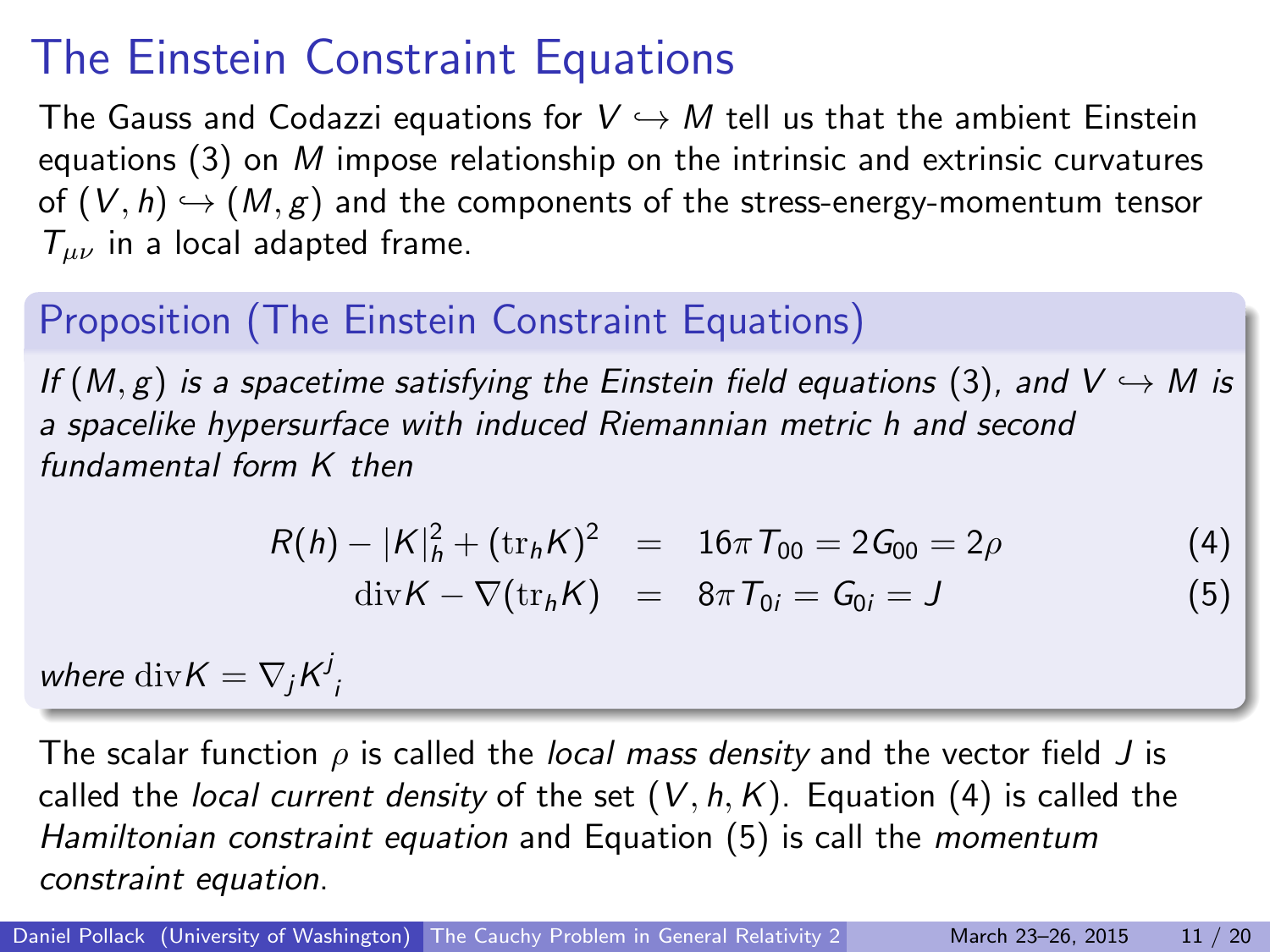# The Einstein Constraint Equations

The Gauss and Codazzi equations for $V \hookrightarrow M$ tell us that the ambient Einstein equations (3) on $M$ impose relationship on the intrinsic and extrinsic curvatures of $(V, h) \hookrightarrow (M, g)$ and the components of the stress-energy-momentum tensor $T_{\mu\nu}$ in a local adapted frame.

## Proposition (The Einstein Constraint Equations)

*If $(M, g)$ is a spacetime satisfying the Einstein field equations (3), and $V \hookrightarrow M$ is a spacelike hypersurface with induced Riemannian metric $h$ and second fundamental form $K$ then*

$$R(h) - |K|_h^2 + (\mathrm{tr}_h K)^2 = 16\pi T_{00} = 2G_{00} = 2\rho \tag{4}$$

$$\mathrm{div} K - \nabla(\mathrm{tr}_h K) = 8\pi T_{0i} = G_{0i} = J \tag{5}$$

*where* $\mathrm{div} K = \nabla_j K^j{}_i$

The scalar function $\rho$ is called the *local mass density* and the vector field $J$ is called the *local current density* of the set $(V, h, K)$. Equation (4) is called the *Hamiltonian constraint equation* and Equation (5) is call the *momentum constraint equation*.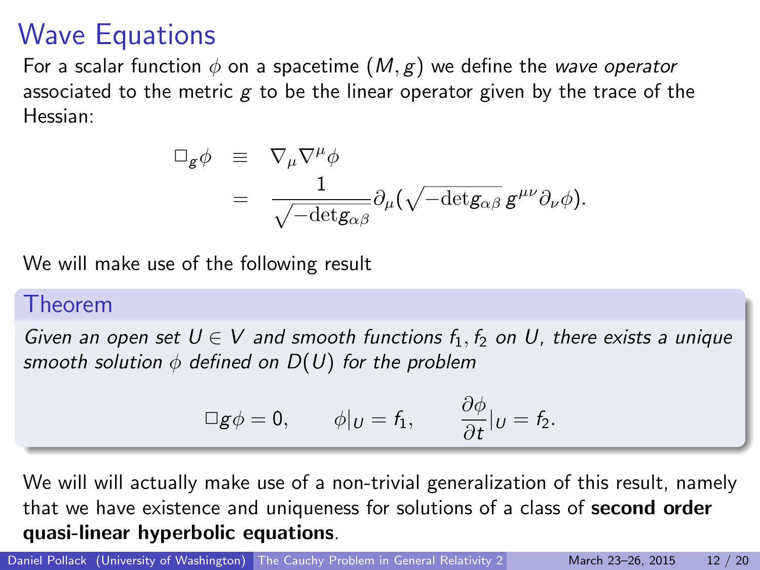# Wave Equations

For a scalar function $\phi$ on a spacetime $(M, g)$ we define the *wave operator* associated to the metric $g$ to be the linear operator given by the trace of the Hessian:

$$
\begin{aligned}
\Box_g \phi &\equiv \nabla_\mu \nabla^\mu \phi \\
&= \frac{1}{\sqrt{-\det g_{\alpha\beta}}} \partial_\mu (\sqrt{-\det g_{\alpha\beta}}\, g^{\mu\nu} \partial_\nu \phi).
\end{aligned}
$$

We will make use of the following result

**Theorem**

*Given an open set $U \in V$ and smooth functions $f_1, f_2$ on $U$, there exists a unique smooth solution $\phi$ defined on $D(U)$ for the problem*

$$
\Box g \phi = 0, \qquad \phi|_U = f_1, \qquad \frac{\partial \phi}{\partial t}|_U = f_2.
$$

We will will actually make use of a non-trivial generalization of this result, namely that we have existence and uniqueness for solutions of a class of **second order quasi-linear hyperbolic equations**.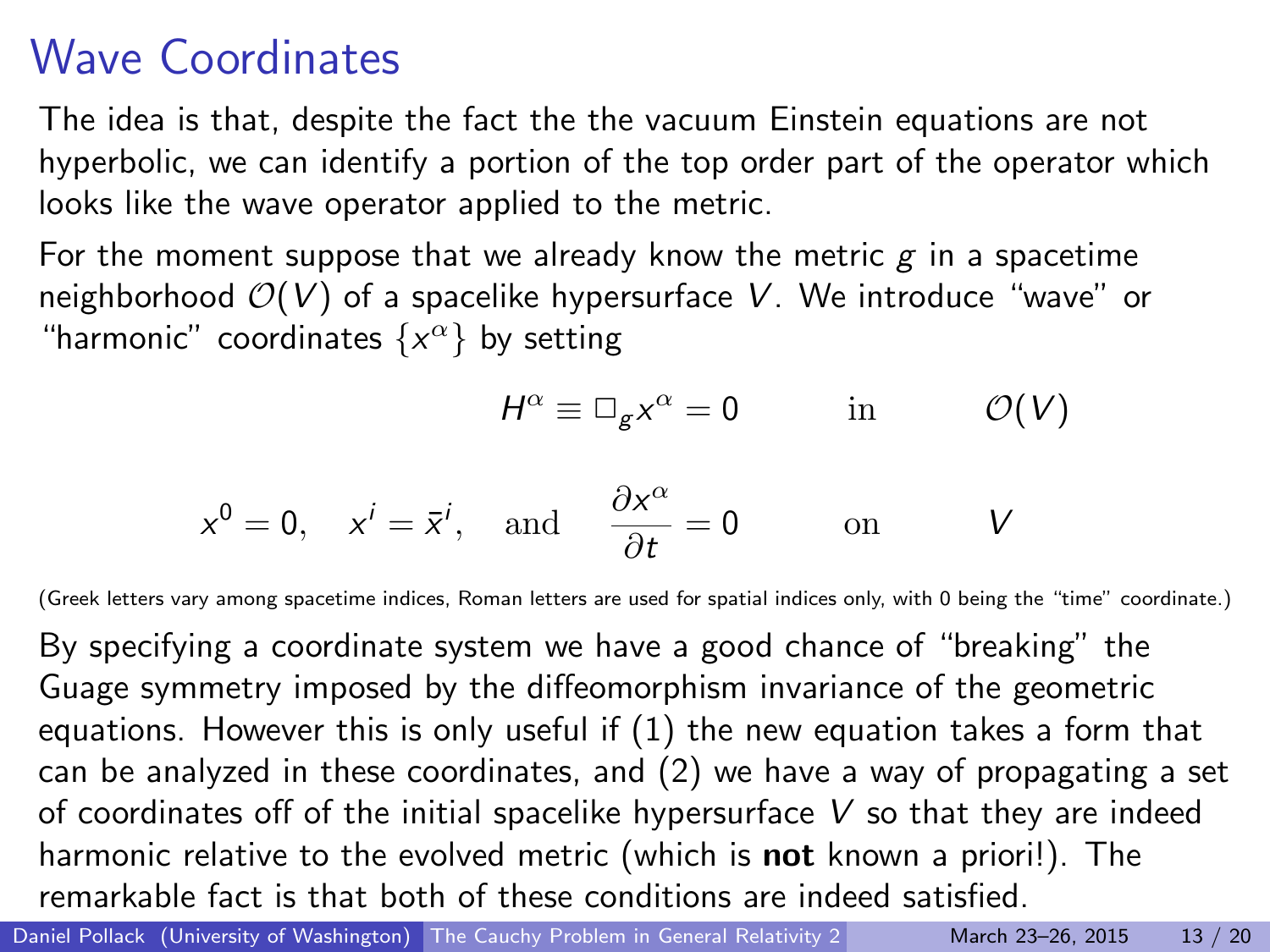# Wave Coordinates

The idea is that, despite the fact the the vacuum Einstein equations are not hyperbolic, we can identify a portion of the top order part of the operator which looks like the wave operator applied to the metric.

For the moment suppose that we already know the metric $g$ in a spacetime neighborhood $\mathcal{O}(V)$ of a spacelike hypersurface $V$. We introduce "wave" or "harmonic" coordinates $\{x^\alpha\}$ by setting

$$H^\alpha \equiv \Box_g x^\alpha = 0 \qquad \text{in} \qquad \mathcal{O}(V)$$

$$x^0 = 0, \quad x^i = \bar{x}^i, \quad \text{and} \quad \frac{\partial x^\alpha}{\partial t} = 0 \qquad \text{on} \qquad V$$

(Greek letters vary among spacetime indices, Roman letters are used for spatial indices only, with 0 being the "time" coordinate.)

By specifying a coordinate system we have a good chance of "breaking" the Guage symmetry imposed by the diffeomorphism invariance of the geometric equations. However this is only useful if (1) the new equation takes a form that can be analyzed in these coordinates, and (2) we have a way of propagating a set of coordinates off of the initial spacelike hypersurface $V$ so that they are indeed harmonic relative to the evolved metric (which is **not** known a priori!). The remarkable fact is that both of these conditions are indeed satisfied.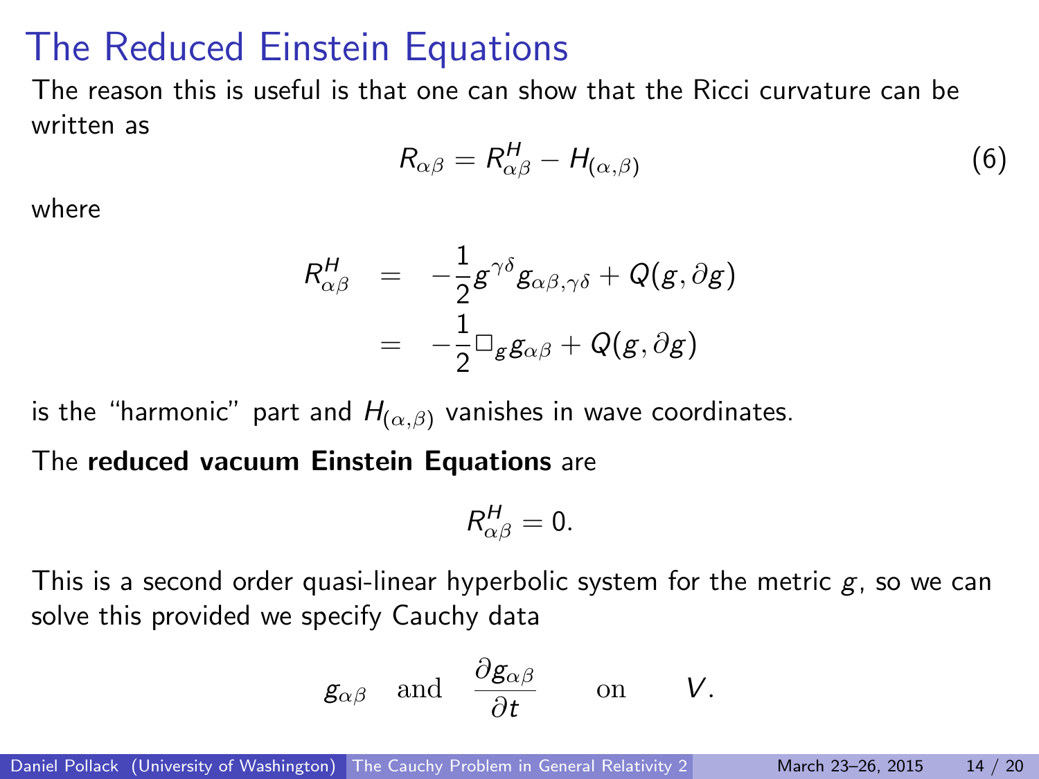# The Reduced Einstein Equations

The reason this is useful is that one can show that the Ricci curvature can be written as

$$R_{\alpha\beta} = R^H_{\alpha\beta} - H_{(\alpha,\beta)} \tag{6}$$

where

$$\begin{aligned} R^H_{\alpha\beta} &= -\frac{1}{2} g^{\gamma\delta} g_{\alpha\beta,\gamma\delta} + Q(g, \partial g) \\ &= -\frac{1}{2} \Box_g g_{\alpha\beta} + Q(g, \partial g) \end{aligned}$$

is the "harmonic" part and $H_{(\alpha,\beta)}$ vanishes in wave coordinates.

The **reduced vacuum Einstein Equations** are

$$R^H_{\alpha\beta} = 0.$$

This is a second order quasi-linear hyperbolic system for the metric $g$, so we can solve this provided we specify Cauchy data

$$g_{\alpha\beta} \quad \text{and} \quad \frac{\partial g_{\alpha\beta}}{\partial t} \qquad \text{on} \qquad V.$$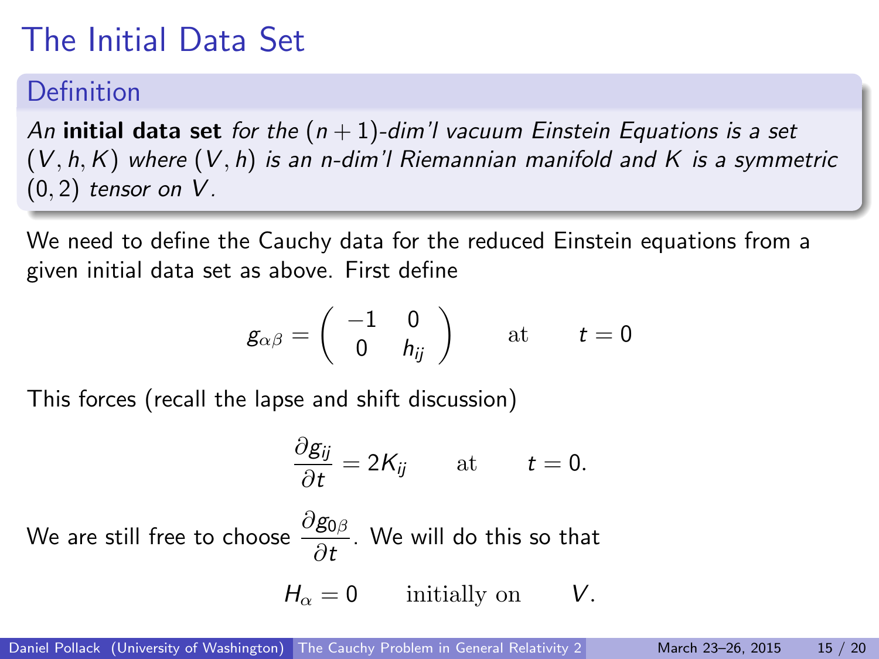# The Initial Data Set

### Definition

*An* **initial data set** *for the $(n+1)$-dim'l vacuum Einstein Equations is a set $(V, h, K)$ where $(V, h)$ is an n-dim'l Riemannian manifold and $K$ is a symmetric $(0, 2)$ tensor on $V$.*

We need to define the Cauchy data for the reduced Einstein equations from a given initial data set as above. First define

$$g_{\alpha\beta} = \begin{pmatrix} -1 & 0 \\ 0 & h_{ij} \end{pmatrix} \qquad \text{at} \qquad t = 0$$

This forces (recall the lapse and shift discussion)

$$\frac{\partial g_{ij}}{\partial t} = 2K_{ij} \qquad \text{at} \qquad t = 0.$$

We are still free to choose $\dfrac{\partial g_{0\beta}}{\partial t}$. We will do this so that

$$H_\alpha = 0 \qquad \text{initially on} \qquad V.$$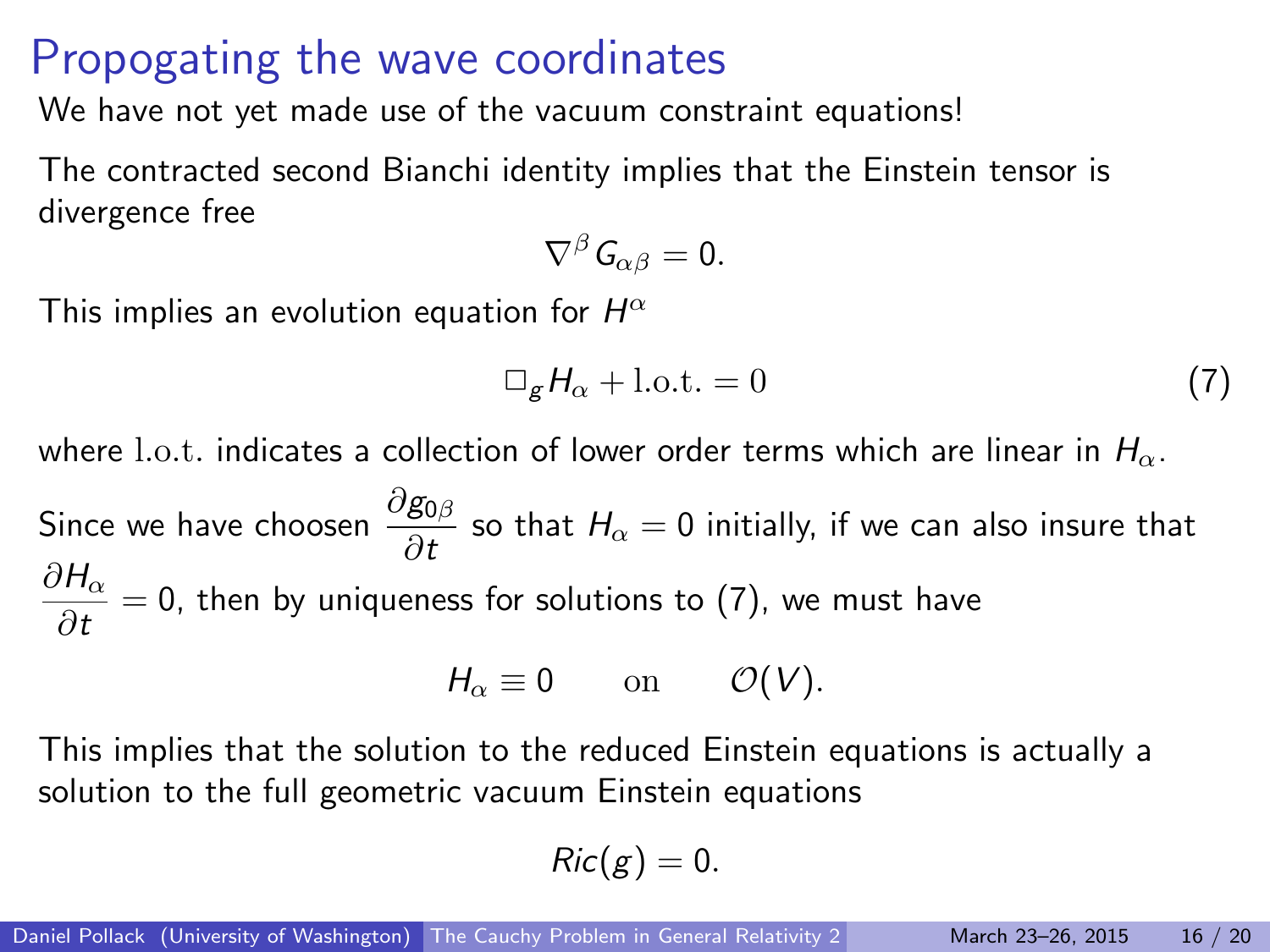# Propogating the wave coordinates

We have not yet made use of the vacuum constraint equations!

The contracted second Bianchi identity implies that the Einstein tensor is divergence free

$$\nabla^{\beta} G_{\alpha\beta} = 0.$$

This implies an evolution equation for $H^{\alpha}$

$$\Box_g H_{\alpha} + \mathrm{l.o.t.} = 0 \tag{7}$$

where $\mathrm{l.o.t.}$ indicates a collection of lower order terms which are linear in $H_{\alpha}$.

Since we have choosen $\dfrac{\partial g_{0\beta}}{\partial t}$ so that $H_{\alpha} = 0$ initially, if we can also insure that $\dfrac{\partial H_{\alpha}}{\partial t} = 0$, then by uniqueness for solutions to (7), we must have

$$H_{\alpha} \equiv 0 \qquad \text{on} \qquad \mathcal{O}(V).$$

This implies that the solution to the reduced Einstein equations is actually a solution to the full geometric vacuum Einstein equations

$$Ric(g) = 0.$$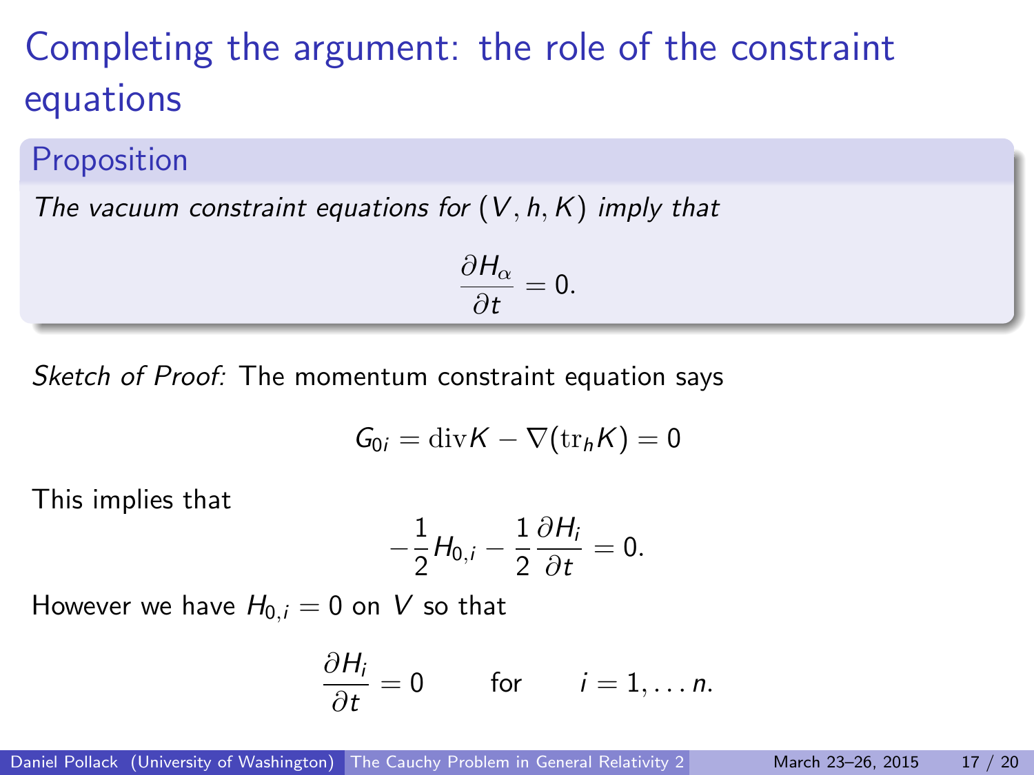# Completing the argument: the role of the constraint equations

## Proposition

*The vacuum constraint equations for $(V, h, K)$ imply that*

$$\frac{\partial H_\alpha}{\partial t} = 0.$$

*Sketch of Proof:* The momentum constraint equation says

$$G_{0i} = \mathrm{div} K - \nabla(\mathrm{tr}_h K) = 0$$

This implies that

$$-\frac{1}{2} H_{0,i} - \frac{1}{2} \frac{\partial H_i}{\partial t} = 0.$$

However we have $H_{0,i} = 0$ on $V$ so that

$$\frac{\partial H_i}{\partial t} = 0 \qquad \text{for} \qquad i = 1, \ldots n.$$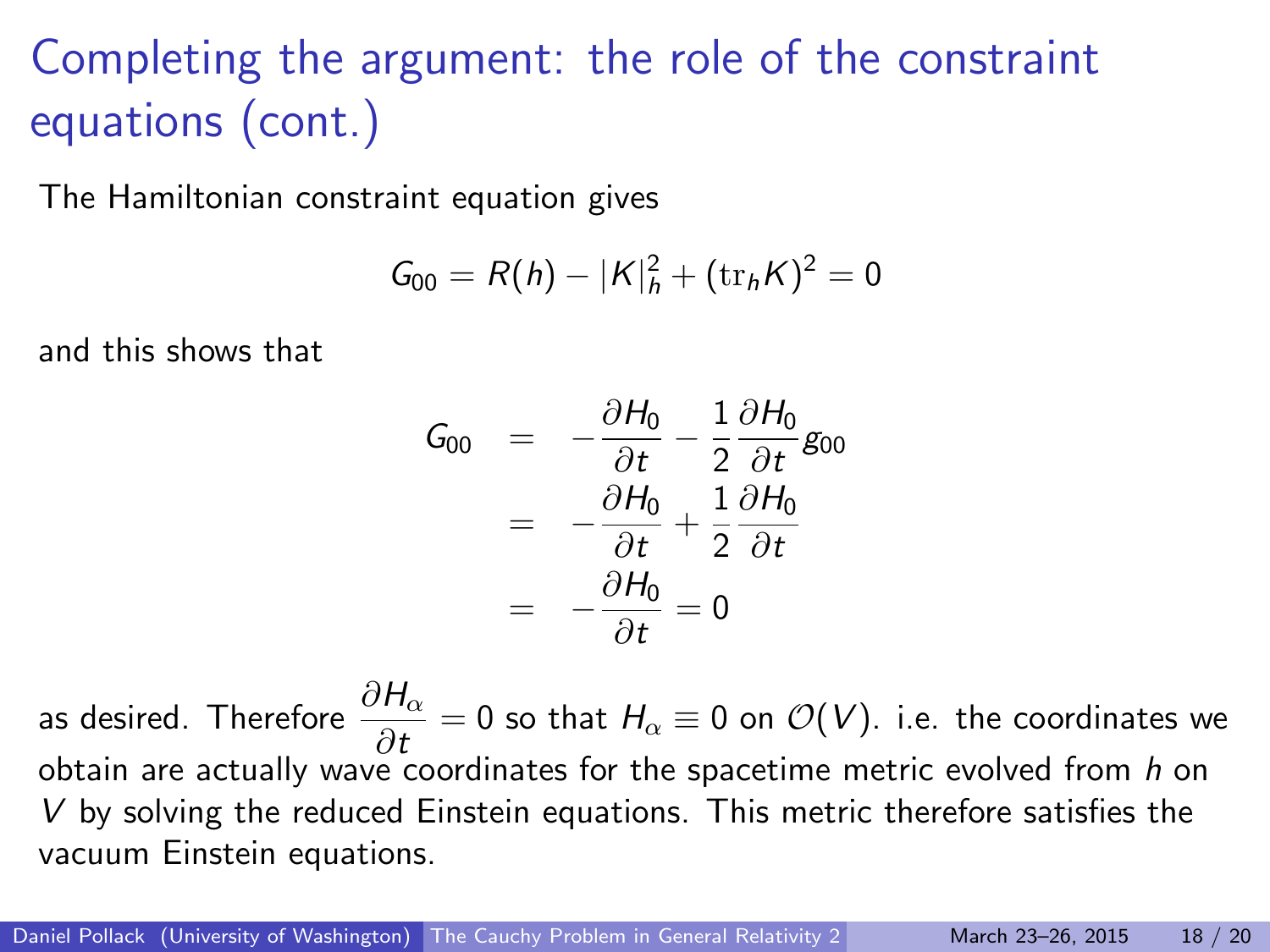# Completing the argument: the role of the constraint equations (cont.)

The Hamiltonian constraint equation gives

$$G_{00} = R(h) - |K|_h^2 + (\mathrm{tr}_h K)^2 = 0$$

and this shows that

$$\begin{aligned}
G_{00} &= -\frac{\partial H_0}{\partial t} - \frac{1}{2}\frac{\partial H_0}{\partial t} g_{00} \\
&= -\frac{\partial H_0}{\partial t} + \frac{1}{2}\frac{\partial H_0}{\partial t} \\
&= -\frac{\partial H_0}{\partial t} = 0
\end{aligned}$$

as desired. Therefore $\dfrac{\partial H_\alpha}{\partial t} = 0$ so that $H_\alpha \equiv 0$ on $\mathcal{O}(V)$. i.e. the coordinates we obtain are actually wave coordinates for the spacetime metric evolved from $h$ on $V$ by solving the reduced Einstein equations. This metric therefore satisfies the vacuum Einstein equations.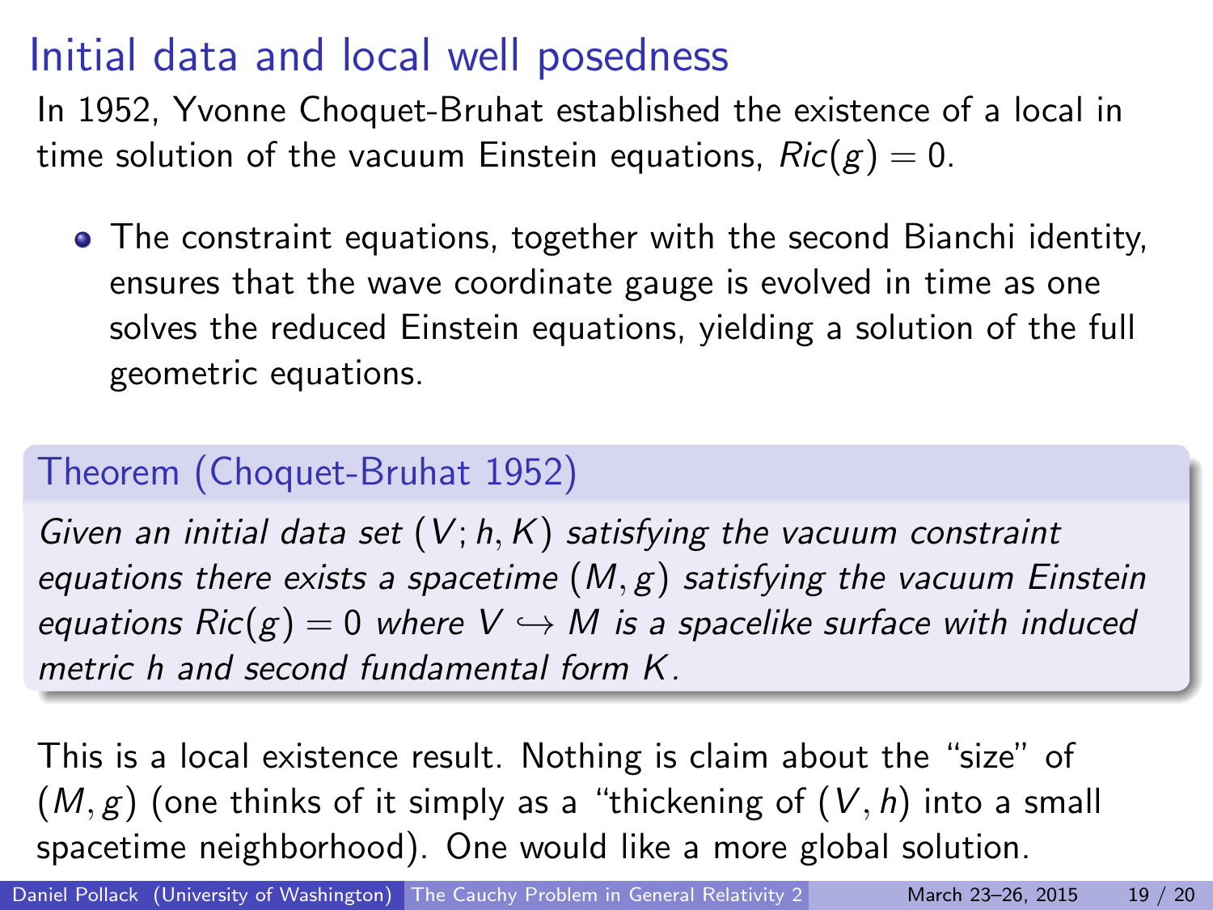# Initial data and local well posedness

In 1952, Yvonne Choquet-Bruhat established the existence of a local in time solution of the vacuum Einstein equations, $Ric(g) = 0$.

- The constraint equations, together with the second Bianchi identity, ensures that the wave coordinate gauge is evolved in time as one solves the reduced Einstein equations, yielding a solution of the full geometric equations.

**Theorem (Choquet-Bruhat 1952)**

*Given an initial data set $(V; h, K)$ satisfying the vacuum constraint equations there exists a spacetime $(M, g)$ satisfying the vacuum Einstein equations $Ric(g) = 0$ where $V \hookrightarrow M$ is a spacelike surface with induced metric $h$ and second fundamental form $K$.*

This is a local existence result. Nothing is claim about the "size" of $(M, g)$ (one thinks of it simply as a "thickening of $(V, h)$ into a small spacetime neighborhood). One would like a more global solution.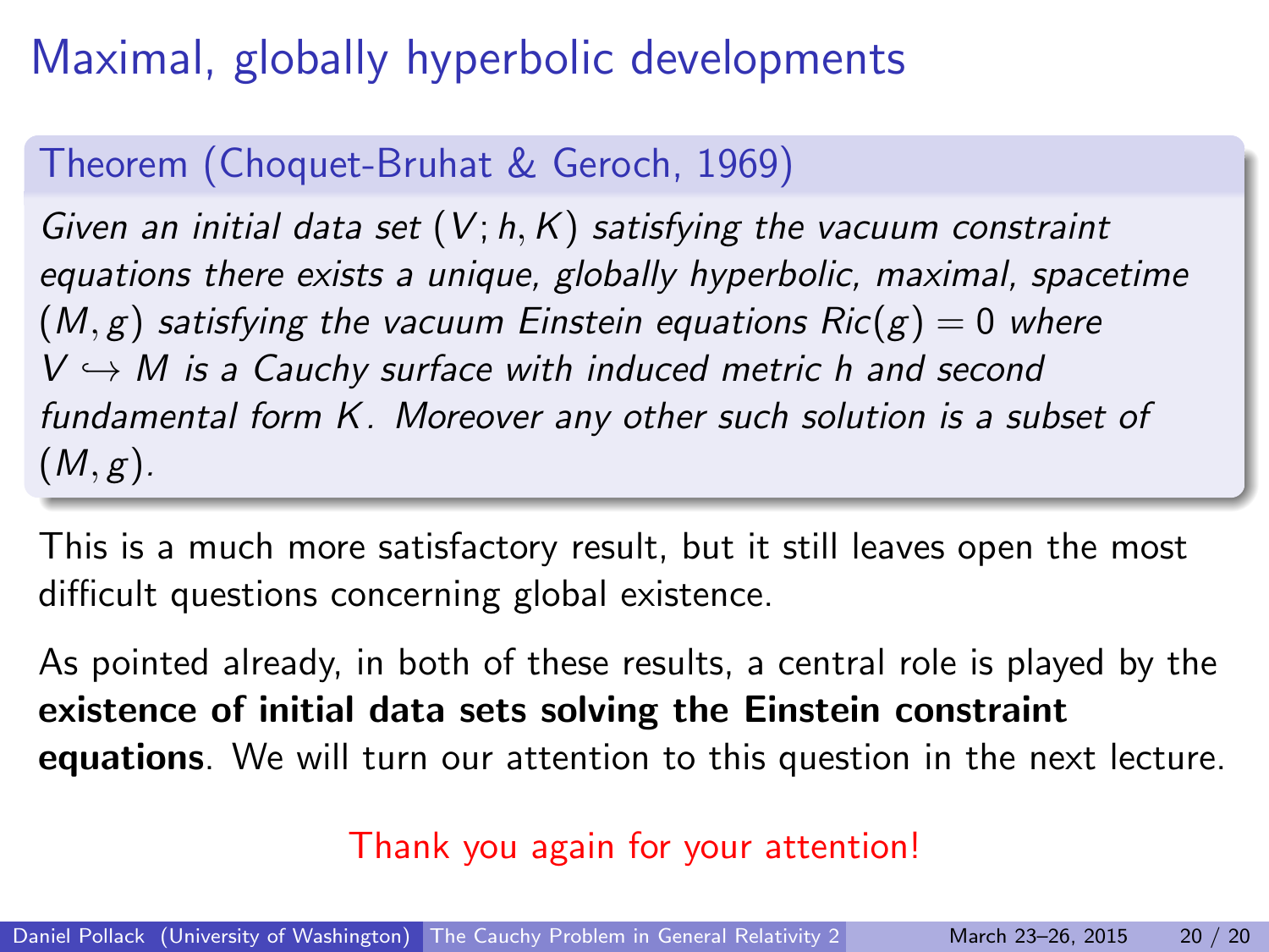# Maximal, globally hyperbolic developments

**Theorem (Choquet-Bruhat & Geroch, 1969)**

*Given an initial data set $(V; h, K)$ satisfying the vacuum constraint equations there exists a unique, globally hyperbolic, maximal, spacetime $(M, g)$ satisfying the vacuum Einstein equations $Ric(g) = 0$ where $V \hookrightarrow M$ is a Cauchy surface with induced metric $h$ and second fundamental form $K$. Moreover any other such solution is a subset of $(M, g)$.*

This is a much more satisfactory result, but it still leaves open the most difficult questions concerning global existence.

As pointed already, in both of these results, a central role is played by the **existence of initial data sets solving the Einstein constraint equations**. We will turn our attention to this question in the next lecture.

Thank you again for your attention!